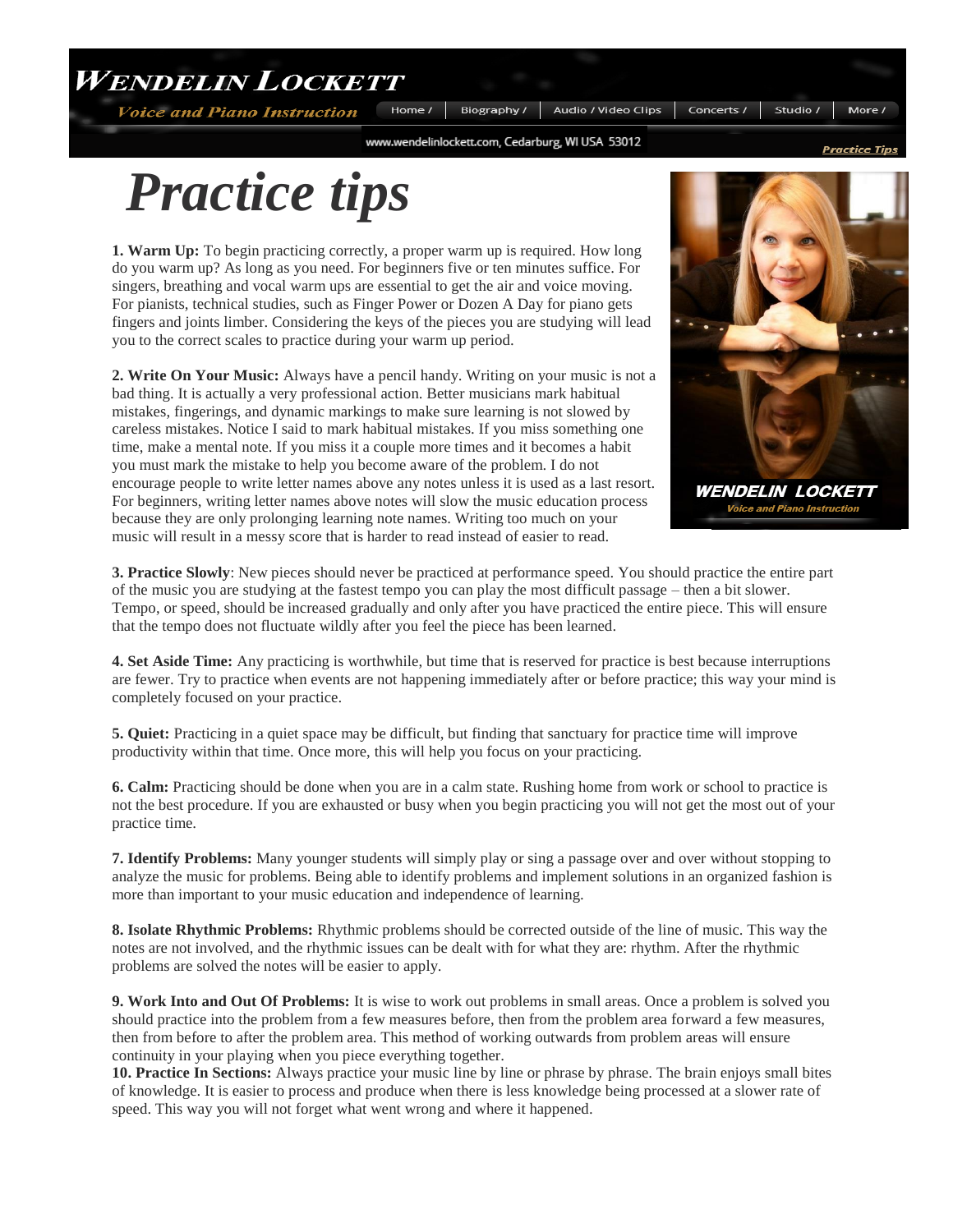**WENDELIN LOCKETT**
*Voice and Piano Instruction*

Home / Biography / Audio / Video Clips / Concerts / Studio / More /

www.wendelinlockett.com, Cedarburg, WI USA 53012

*Practice Tips*

# *Practice tips*

**1. Warm Up:** To begin practicing correctly, a proper warm up is required. How long do you warm up? As long as you need. For beginners five or ten minutes suffice. For singers, breathing and vocal warm ups are essential to get the air and voice moving. For pianists, technical studies, such as Finger Power or Dozen A Day for piano gets fingers and joints limber. Considering the keys of the pieces you are studying will lead you to the correct scales to practice during your warm up period.

**2. Write On Your Music:** Always have a pencil handy. Writing on your music is not a bad thing. It is actually a very professional action. Better musicians mark habitual mistakes, fingerings, and dynamic markings to make sure learning is not slowed by careless mistakes. Notice I said to mark habitual mistakes. If you miss something one time, make a mental note. If you miss it a couple more times and it becomes a habit you must mark the mistake to help you become aware of the problem. I do not encourage people to write letter names above any notes unless it is used as a last resort. For beginners, writing letter names above notes will slow the music education process because they are only prolonging learning note names. Writing too much on your music will result in a messy score that is harder to read instead of easier to read.

**WENDELIN LOCKETT**
*Voice and Piano Instruction*

**3. Practice Slowly**: New pieces should never be practiced at performance speed. You should practice the entire part of the music you are studying at the fastest tempo you can play the most difficult passage – then a bit slower. Tempo, or speed, should be increased gradually and only after you have practiced the entire piece. This will ensure that the tempo does not fluctuate wildly after you feel the piece has been learned.

**4. Set Aside Time:** Any practicing is worthwhile, but time that is reserved for practice is best because interruptions are fewer. Try to practice when events are not happening immediately after or before practice; this way your mind is completely focused on your practice.

**5. Quiet:** Practicing in a quiet space may be difficult, but finding that sanctuary for practice time will improve productivity within that time. Once more, this will help you focus on your practicing.

**6. Calm:** Practicing should be done when you are in a calm state. Rushing home from work or school to practice is not the best procedure. If you are exhausted or busy when you begin practicing you will not get the most out of your practice time.

**7. Identify Problems:** Many younger students will simply play or sing a passage over and over without stopping to analyze the music for problems. Being able to identify problems and implement solutions in an organized fashion is more than important to your music education and independence of learning.

**8. Isolate Rhythmic Problems:** Rhythmic problems should be corrected outside of the line of music. This way the notes are not involved, and the rhythmic issues can be dealt with for what they are: rhythm. After the rhythmic problems are solved the notes will be easier to apply.

**9. Work Into and Out Of Problems:** It is wise to work out problems in small areas. Once a problem is solved you should practice into the problem from a few measures before, then from the problem area forward a few measures, then from before to after the problem area. This method of working outwards from problem areas will ensure continuity in your playing when you piece everything together.

**10. Practice In Sections:** Always practice your music line by line or phrase by phrase. The brain enjoys small bites of knowledge. It is easier to process and produce when there is less knowledge being processed at a slower rate of speed. This way you will not forget what went wrong and where it happened.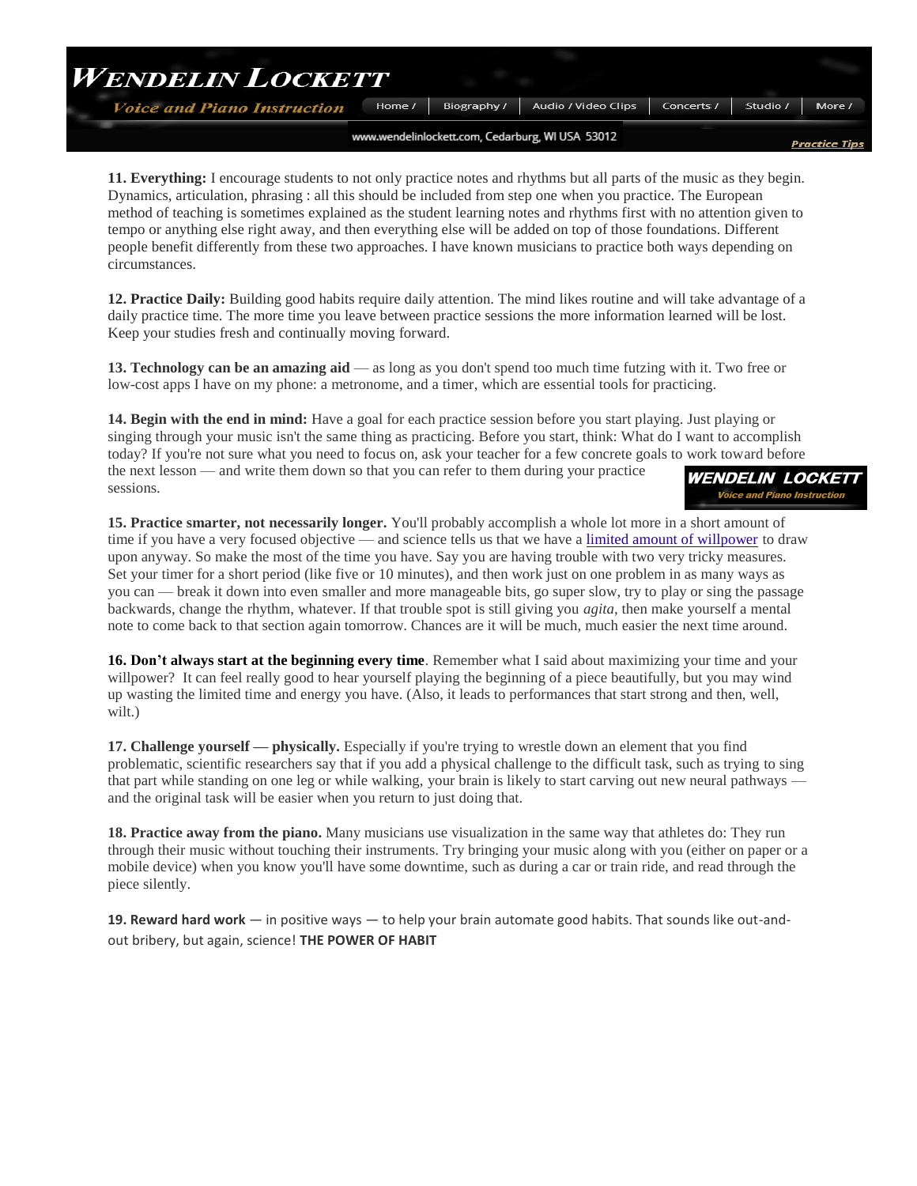**11. Everything:** I encourage students to not only practice notes and rhythms but all parts of the music as they begin. Dynamics, articulation, phrasing : all this should be included from step one when you practice. The European method of teaching is sometimes explained as the student learning notes and rhythms first with no attention given to tempo or anything else right away, and then everything else will be added on top of those foundations. Different people benefit differently from these two approaches. I have known musicians to practice both ways depending on circumstances.

**12. Practice Daily:** Building good habits require daily attention. The mind likes routine and will take advantage of a daily practice time. The more time you leave between practice sessions the more information learned will be lost. Keep your studies fresh and continually moving forward.

**13. Technology can be an amazing aid** — as long as you don't spend too much time futzing with it. Two free or low-cost apps I have on my phone: a metronome, and a timer, which are essential tools for practicing.

**14. Begin with the end in mind:** Have a goal for each practice session before you start playing. Just playing or singing through your music isn't the same thing as practicing. Before you start, think: What do I want to accomplish today? If you're not sure what you need to focus on, ask your teacher for a few concrete goals to work toward before the next lesson — and write them down so that you can refer to them during your practice sessions.

**15. Practice smarter, not necessarily longer.** You'll probably accomplish a whole lot more in a short amount of time if you have a very focused objective — and science tells us that we have a [limited amount of willpower] to draw upon anyway. So make the most of the time you have. Say you are having trouble with two very tricky measures. Set your timer for a short period (like five or 10 minutes), and then work just on one problem in as many ways as you can — break it down into even smaller and more manageable bits, go super slow, try to play or sing the passage backwards, change the rhythm, whatever. If that trouble spot is still giving you *agita*, then make yourself a mental note to come back to that section again tomorrow. Chances are it will be much, much easier the next time around.

**16. Don't always start at the beginning every time**. Remember what I said about maximizing your time and your willpower? It can feel really good to hear yourself playing the beginning of a piece beautifully, but you may wind up wasting the limited time and energy you have. (Also, it leads to performances that start strong and then, well, wilt.)

**17. Challenge yourself — physically.** Especially if you're trying to wrestle down an element that you find problematic, scientific researchers say that if you add a physical challenge to the difficult task, such as trying to sing that part while standing on one leg or while walking, your brain is likely to start carving out new neural pathways — and the original task will be easier when you return to just doing that.

**18. Practice away from the piano.** Many musicians use visualization in the same way that athletes do: They run through their music without touching their instruments. Try bringing your music along with you (either on paper or a mobile device) when you know you'll have some downtime, such as during a car or train ride, and read through the piece silently.

**19. Reward hard work** — in positive ways — to help your brain automate good habits. That sounds like out-and-out bribery, but again, science! **THE POWER OF HABIT**